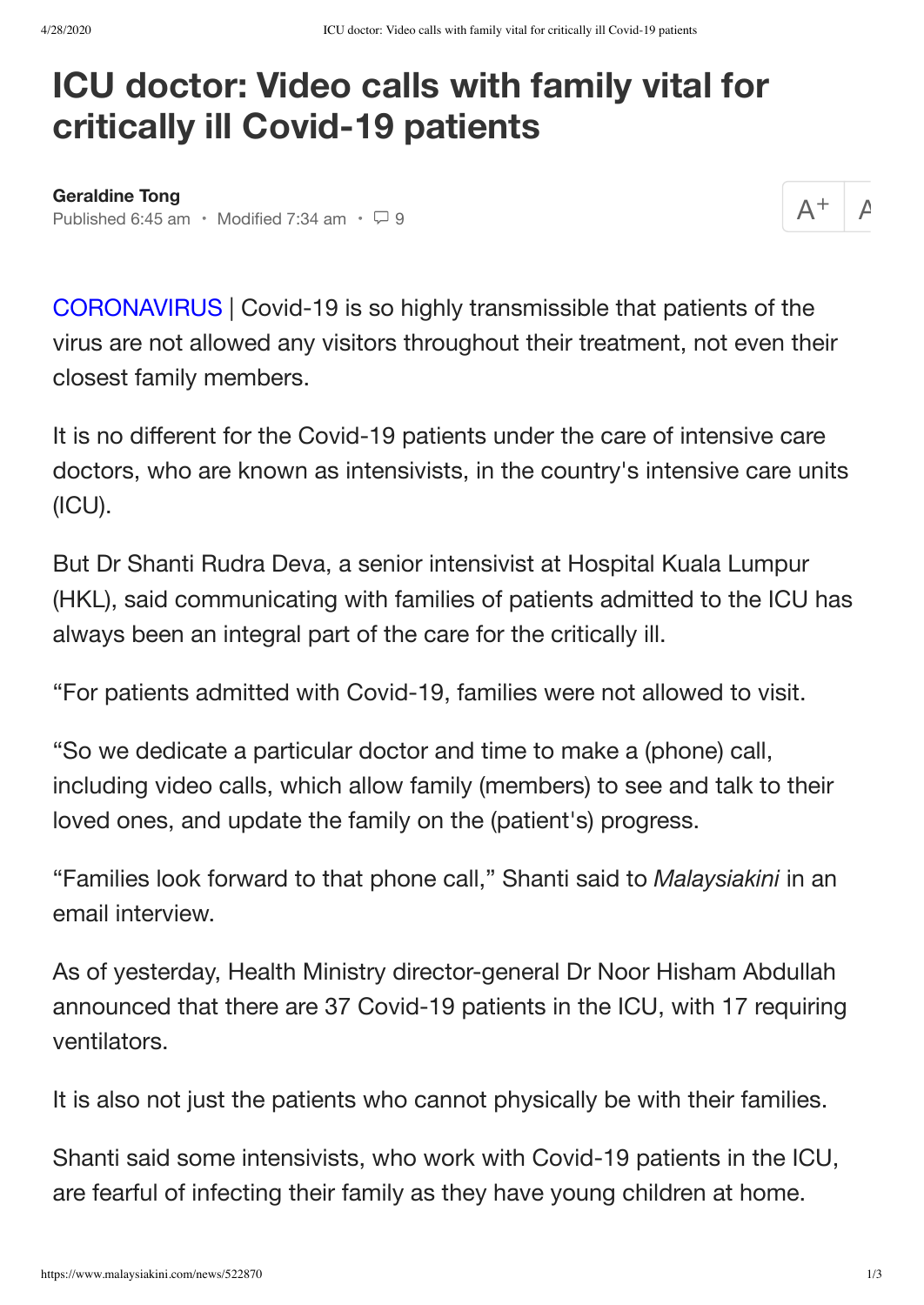# ICU doctor: Video calls with family vital for critically ill Covid-19 patients

**Geraldine Tong**

Published 6:45 am · Modified 7:34 am · 9

CORONAVIRUS | Covid-19 is so highly transmissible that patients of the virus are not allowed any visitors throughout their treatment, not even their closest family members.

It is no different for the Covid-19 patients under the care of intensive care doctors, who are known as intensivists, in the country's intensive care units (ICU).

But Dr Shanti Rudra Deva, a senior intensivist at Hospital Kuala Lumpur (HKL), said communicating with families of patients admitted to the ICU has always been an integral part of the care for the critically ill.

"For patients admitted with Covid-19, families were not allowed to visit.

"So we dedicate a particular doctor and time to make a (phone) call, including video calls, which allow family (members) to see and talk to their loved ones, and update the family on the (patient's) progress.

"Families look forward to that phone call," Shanti said to *Malaysiakini* in an email interview.

As of yesterday, Health Ministry director-general Dr Noor Hisham Abdullah announced that there are 37 Covid-19 patients in the ICU, with 17 requiring ventilators.

It is also not just the patients who cannot physically be with their families.

Shanti said some intensivists, who work with Covid-19 patients in the ICU, are fearful of infecting their family as they have young children at home.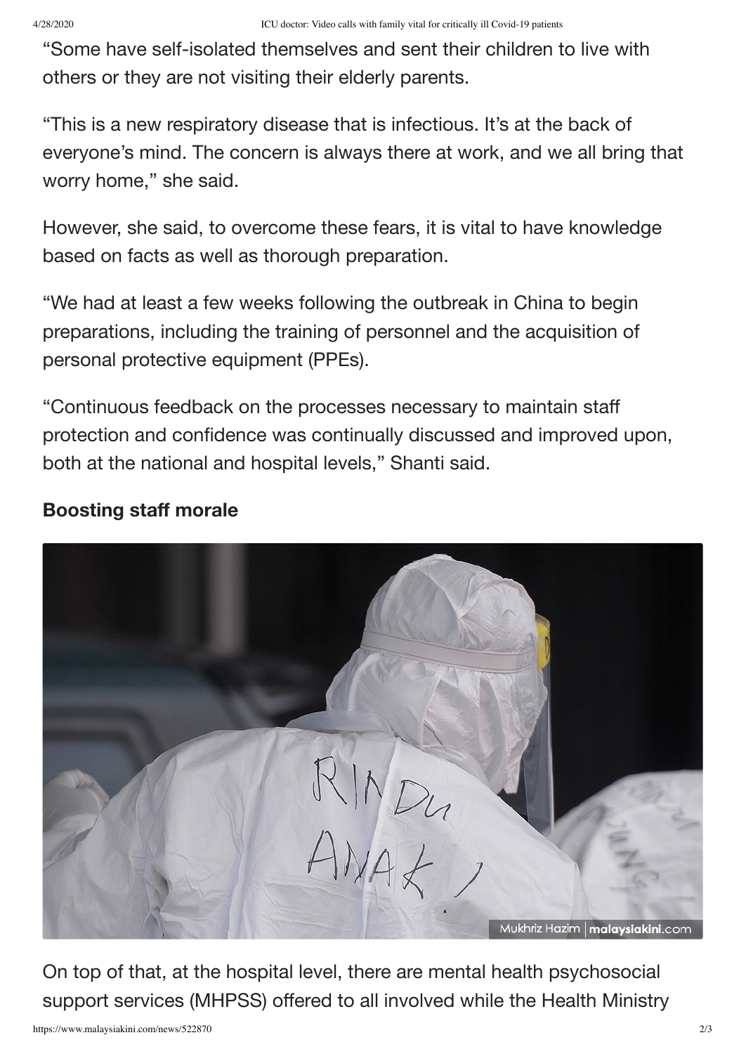"Some have self-isolated themselves and sent their children to live with others or they are not visiting their elderly parents.

"This is a new respiratory disease that is infectious. It's at the back of everyone's mind. The concern is always there at work, and we all bring that worry home," she said.

However, she said, to overcome these fears, it is vital to have knowledge based on facts as well as thorough preparation.

"We had at least a few weeks following the outbreak in China to begin preparations, including the training of personnel and the acquisition of personal protective equipment (PPEs).

"Continuous feedback on the processes necessary to maintain staff protection and confidence was continually discussed and improved upon, both at the national and hospital levels," Shanti said.

## Boosting staff morale

Mukhriz Hazim | malaysiakini.com

On top of that, at the hospital level, there are mental health psychosocial support services (MHPSS) offered to all involved while the Health Ministry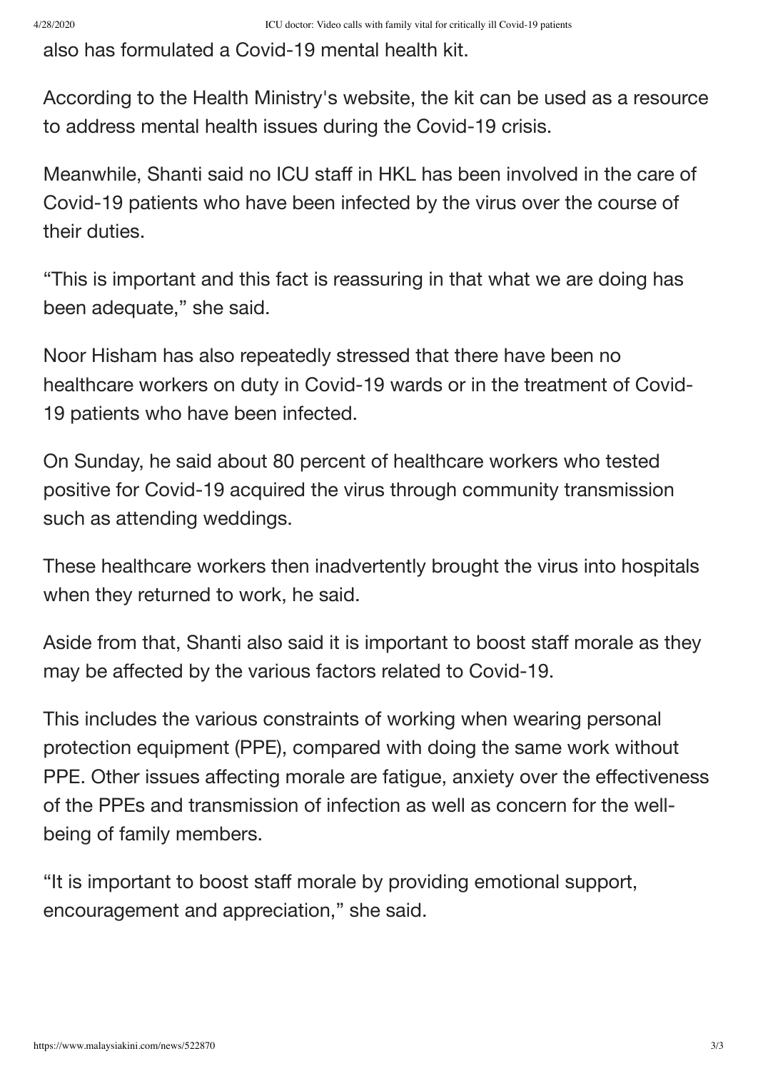also has formulated a Covid-19 mental health kit.

According to the Health Ministry's website, the kit can be used as a resource to address mental health issues during the Covid-19 crisis.

Meanwhile, Shanti said no ICU staff in HKL has been involved in the care of Covid-19 patients who have been infected by the virus over the course of their duties.

“This is important and this fact is reassuring in that what we are doing has been adequate,” she said.

Noor Hisham has also repeatedly stressed that there have been no healthcare workers on duty in Covid-19 wards or in the treatment of Covid-19 patients who have been infected.

On Sunday, he said about 80 percent of healthcare workers who tested positive for Covid-19 acquired the virus through community transmission such as attending weddings.

These healthcare workers then inadvertently brought the virus into hospitals when they returned to work, he said.

Aside from that, Shanti also said it is important to boost staff morale as they may be affected by the various factors related to Covid-19.

This includes the various constraints of working when wearing personal protection equipment (PPE), compared with doing the same work without PPE. Other issues affecting morale are fatigue, anxiety over the effectiveness of the PPEs and transmission of infection as well as concern for the well-being of family members.

“It is important to boost staff morale by providing emotional support, encouragement and appreciation,” she said.